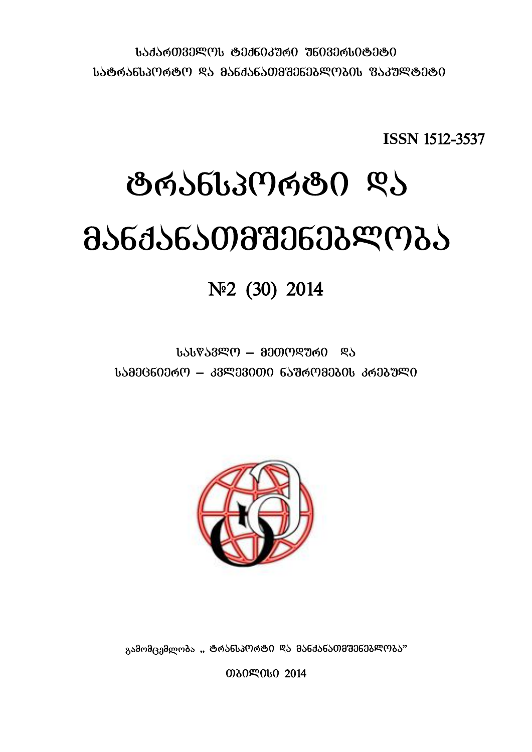საქართველოს ტექნიკური უნივერსიტეტი

სატრანსპორტო და მანქანათმშენებლობის ფაკულტეტი

**ISSN 1512-3537**

# ტრანსპორტი და მანქანათმშენებლობა

## №2 (30) 2014

სასწავლო – მეთოდური და

სამეცნიერო – კვლევითი ნაშრომების კრებული

გამომცემლობა „ ტრანსპორტი და მანქანათმშენებლობა"

თბილისი 2014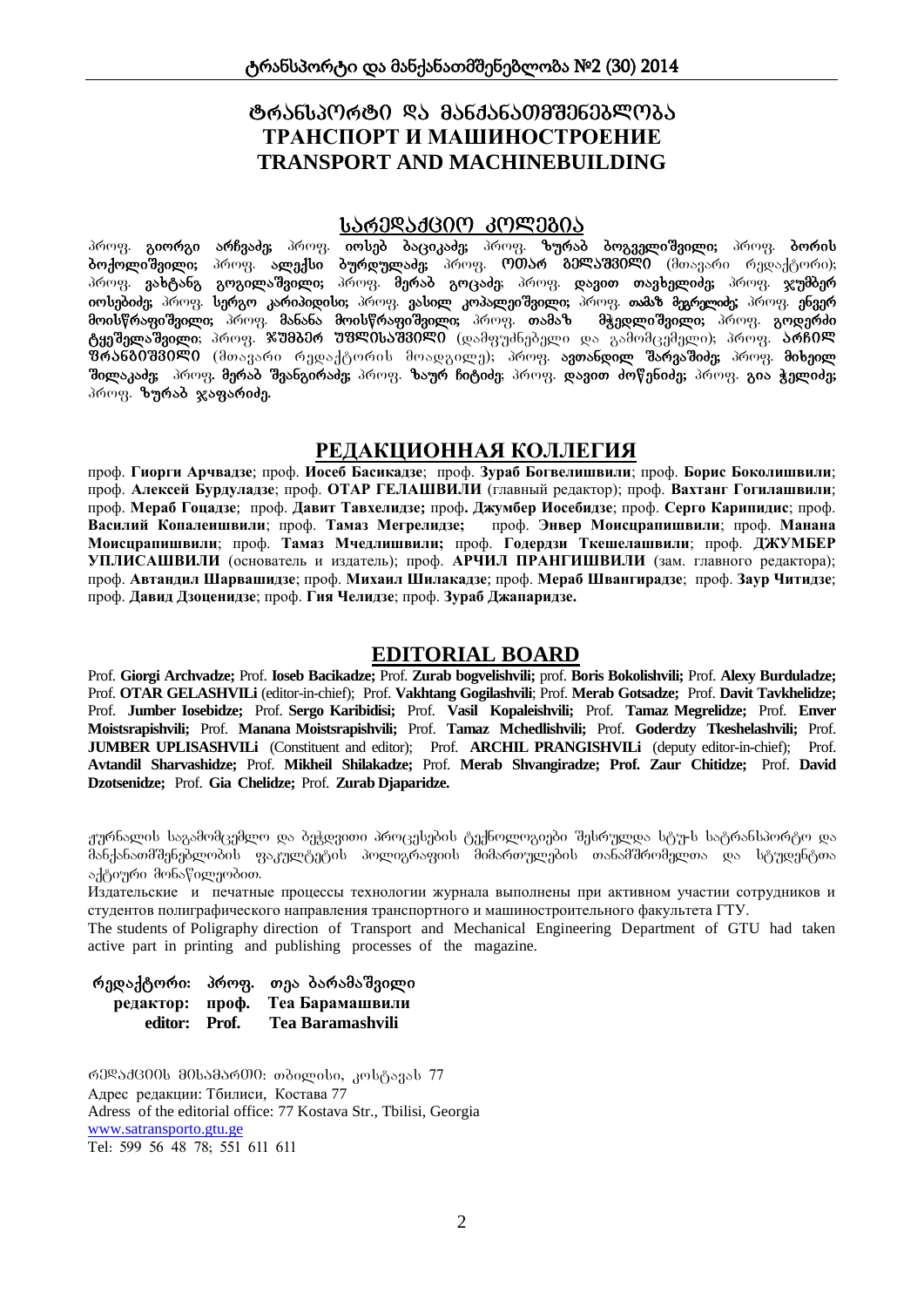# ტრანსპორტი და მანქანათმშენებლობა
# ТРАНСПОРТ И МАШИНОСТРОЕНИЕ
# TRANSPORT AND MACHINEBUILDING

## სარედაქციო კოლეგია

პროფ. **გიორგი არჩვაძე;** პროფ. **იოსებ ბაციკაძე;** პროფ. **ზურაბ ბოგველიშვილი;** პროფ. **ბორის ბოქოლიშვილი;** პროფ. **ალექსი ბურდულაძე;** პროფ. **ოთარ გელაშვილი** (მთავარი რედაქტორი); პროფ. **ვახტანგ გოგილაშვილი;** პროფ. **მერაბ გოცაძე;** პროფ. **დავით თავხელიძე;** პროფ. **ჯუმბერ იოსებიძე;** პროფ. **სერგო კარიპიდისი;** პროფ. **ვასილ კოპალეიშვილი;** პროფ. **თამაზ მეგრელიძე;** პროფ. **ენვერ მოისწრაფიშვილი;** პროფ. **მანანა მოისწრაფიშვილი;** პროფ. **თამაზ მჭედლიშვილი;** პროფ. **გოდერძი ტყეშელაშვილი;** პროფ. **ჯუმბერ უფლისაშვილი** (დამფუძნებელი და გამომცემელი); პროფ. **არჩილ ფრანგიშვილი** (მთავარი რედაქტორის მოადგილე); პროფ. **ავთანდილ შარვაშიძე;** პროფ. **მიხეილ შილაკაძე;** პროფ. **მერაბ შვანგირაძე;** პროფ. **ზაურ ჩიტიძე;** პროფ. **დავით ძოწენიძე;** პროფ. **გია ჭელიძე;** პროფ. **ზურაბ ჯაფარიძე.**

## РЕДАКЦИОННАЯ КОЛЛЕГИЯ

проф. **Гиорги Арчвадзе**; проф. **Иосеб Басикадзе**; проф. **Зураб Богвелишвили**; проф. **Борис Боколишвили**; проф. **Алексей Бурдуладзе**; проф. **ОТАР ГЕЛАШВИЛИ** (главный редактор); проф. **Вахтанг Гогилашвили**; проф. **Мераб Гоцадзе**; проф. **Давит Тавхелидзе;** проф**. Джумбер Иосебидзе**; проф. **Серго Карипидис**; проф. **Василий Копалеишвили**; проф. **Тамаз Мегрелидзе;** проф. **Энвер Моисцрапишвили**; проф. **Манана Моисцрапишвили**; проф. **Тамаз Мчедлишвили;** проф. **Годердзи Ткешелашвили**; проф. **ДЖУМБЕР УПЛИСАШВИЛИ** (основатель и издатель); проф. **АРЧИЛ ПРАНГИШВИЛИ** (зам. главного редактора); проф. **Автандил Шарвашидзе**; проф. **Михаил Шилакадзе**; проф. **Мераб Швангирадзе**; проф. **Заур Читидзе**; проф. **Давид Дзоценидзе**; проф. **Гия Челидзе**; проф. **Зураб Джапаридзе.**

## EDITORIAL BOARD

Prof. **Giorgi Archvadze;** Prof. **Ioseb Bacikadze;** Prof. **Zurab bogvelishvili;** prof. **Boris Bokolishvili;** Prof. **Alexy Burduladze;** Prof. **OTAR GELASHVILi** (editor-in-chief); Prof. **Vakhtang Gogilashvili**; Prof. **Merab Gotsadze;** Prof. **Davit Tavkhelidze;** Prof. **Jumber Iosebidze;** Prof. **Sergo Karibidisi;** Prof. **Vasil Kopaleishvili;** Prof. **Tamaz Megrelidze;** Prof. **Enver Moistsrapishvili;** Prof. **Manana Moistsrapishvili;** Prof. **Tamaz Mchedlishvili;** Prof. **Goderdzy Tkeshelashvili;** Prof. **JUMBER UPLISASHVILi** (Constituent and editor); Prof. **ARCHIL PRANGISHVILi** (deputy editor-in-chief); Prof. **Avtandil Sharvashidze;** Prof. **Mikheil Shilakadze;** Prof. **Merab Shvangiradze; Prof. Zaur Chitidze;** Prof. **David Dzotsenidze;** Prof. **Gia Chelidze;** Prof. **Zurab Djaparidze.**

ჟურნალის საგამომცემლო და ბეჭდვითი პროცესების ტექნოლოგიები შესრულდა სტუ-ს სატრანსპორტო და მანქანათმშენებლობის ფაკულტეტის პოლიგრაფიის მიმართულების თანამშრომელთა და სტუდენტთა აქტიური მონაწილეობით.

Издательские и печатные процессы технологии журнала выполнены при активном участии сотрудников и студентов полиграфического направления транспортного и машиностроительного факультета ГТУ.

The students of Poligraphy direction of Transport and Mechanical Engineering Department of GTU had taken active part in printing and publishing processes of the magazine.

**რედაქტორი: პროფ. თეა ბარამაშვილი**
**редактор: проф. Теа Барамашвили**
**editor: Prof. Tea Baramashvili**

რედაქციის მისამართი: თბილისი, კოსტავას 77
Адрес редакции: Тбилиси, Костава 77
Adress of the editorial office: 77 Kostava Str., Tbilisi, Georgia
www.satransporto.gtu.ge
Tel: 599 56 48 78; 551 611 611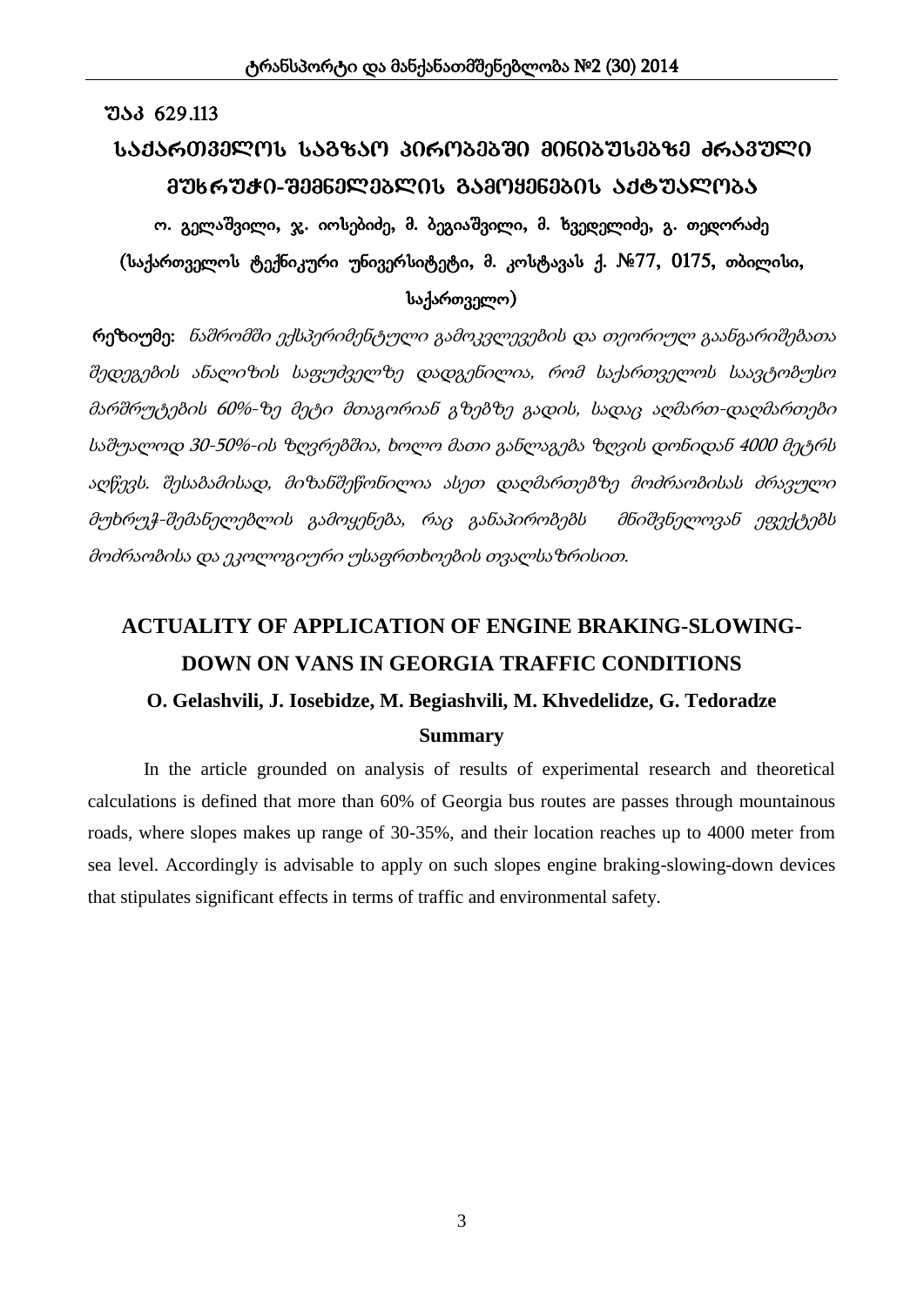უაკ 629.113

# საქართველოს საგზაო პირობებში მინიბუსებზე ძრავული მუხრუჭი-შემნელებლის გამოყენების აქტუალობა

ო. გელაშვილი, ჯ. იოსებიძე, მ. ბეგიაშვილი, მ. ხვედელიძე, გ. თედორაძე

(საქართველოს ტექნიკური უნივერსიტეტი, მ. კოსტავას ქ. №77, 0175, თბილისი, საქართველო)

**რეზიუმე:** *ნაშრომში ექსპერიმენტული გამოკვლევების და თეორიულ გაანგარიშებათა შედეგების ანალიზის საფუძველზე დადგენილია, რომ საქართველოს საავტობუსო მარშრუტების 60%-ზე მეტი მთაგორიან გზებზე გადის, სადაც აღმართ-დაღმართები საშუალოდ 30-50%-ის ზღვრებშია, ხოლო მათი განლაგება ზღვის დონიდან 4000 მეტრს აღწევს. შესაბამისად, მიზანშეწონილია ასეთ დაღმართებზე მოძრაობისას ძრავული მუხრუჭ-შემანელებლის გამოყენება, რაც განაპირობებს მნიშვნელოვან ეფექტებს მოძრაობისა და ეკოლოგიური უსაფრთხოების თვალსაზრისით.*

# ACTUALITY OF APPLICATION OF ENGINE BRAKING-SLOWING-DOWN ON VANS IN GEORGIA TRAFFIC CONDITIONS

**O. Gelashvili, J. Iosebidze, M. Begiashvili, M. Khvedelidze, G. Tedoradze**

**Summary**

In the article grounded on analysis of results of experimental research and theoretical calculations is defined that more than 60% of Georgia bus routes are passes through mountainous roads, where slopes makes up range of 30-35%, and their location reaches up to 4000 meter from sea level. Accordingly is advisable to apply on such slopes engine braking-slowing-down devices that stipulates significant effects in terms of traffic and environmental safety.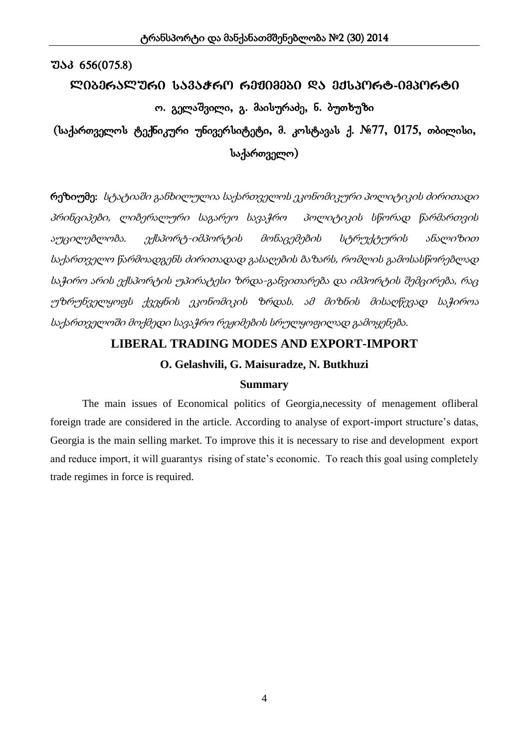უაკ 656(075.8)

# ლიბერალური სავაჭრო რეჟიმები და ექსპორტ-იმპორტი

**ო. გელაშვილი, გ. მაისურაძე, ნ. ბუთხუზი**

**(საქართველოს ტექნიკური უნივერსიტეტი, მ. კოსტავას ქ. №77, 0175, თბილისი, საქართველო)**

**რეზიუმე:** *სტატიაში განხილულია საქართველოს ეკონომიკური პოლიტიკის ძირითადი პრინციპები, ლიბერალური საგარეო სავაჭრო პოლიტიკის სწორად წარმართვის აუცილებლობა. ექსპორტ-იმპორტის მონაცემების სტრუქტურის ანალიზით საქართველო წარმოადგენს ძირითადად გასაღების ბაზარს, რომლის გამოსასწორებლად საჭირო არის ექსპორტის უპირატესი ზრდა-განვითარება და იმპორტის შემცირება, რაც უზრუნველყოფს ქვეყნის ეკონომიკის ზრდას. ამ მიზნის მისაღწევად საჭიროა საქართველოში მოქმედი სავაჭრო რეჟიმების სრულყოფილად გამოყენება.*

## LIBERAL TRADING MODES AND EXPORT-IMPORT

**O. Gelashvili, G. Maisuradze, N. Butkhuzi**

### Summary

The main issues of Economical politics of Georgia,necessity of menagement ofliberal foreign trade are considered in the article. According to analyse of export-import structure's datas, Georgia is the main selling market. To improve this it is necessary to rise and development export and reduce import, it will guarantys rising of state's economic. To reach this goal using completely trade regimes in force is required.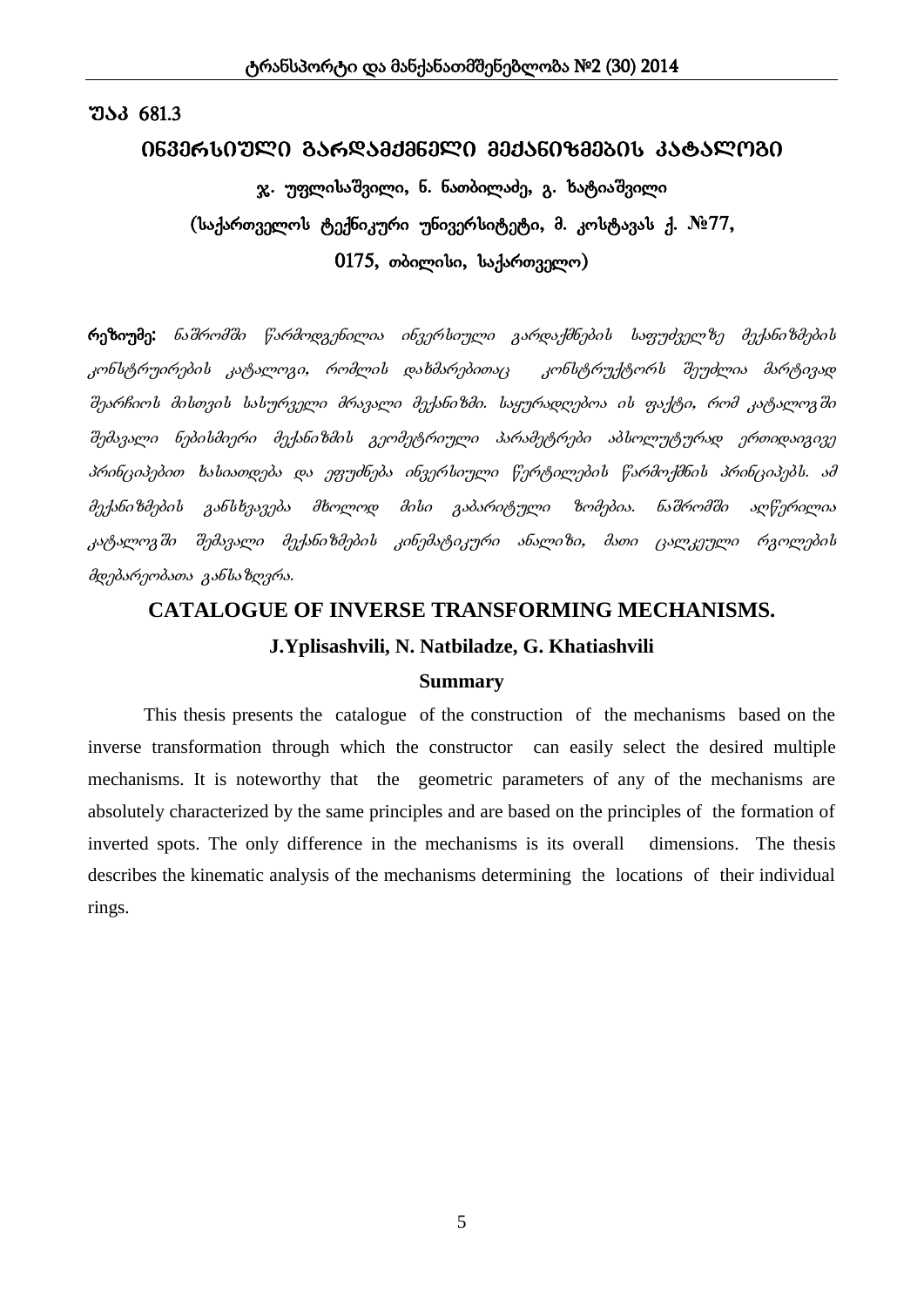უაკ 681.3

# ინვერსიული გარდამქმნელი მექანიზმების კატალოგი

**ჯ. უფლისაშვილი, ნ. ნათბილაძე, გ. ხატიაშვილი**

**(საქართველოს ტექნიკური უნივერსიტეტი, მ. კოსტავას ქ. №77, 0175, თბილისი, საქართველო)**

**რეზიუმე:** *ნაშრომში წარმოდგენილია ინვერსიული გარდაქმნების საფუძველზე მექანიზმების კონსტრუირების კატალოგი, რომლის დახმარებითაც კონსტრუქტორს შეუძლია მარტივად შეარჩიოს მისთვის სასურველი მრავალი მექანიზმი. საყურადღებოა ის ფაქტი, რომ კატალოგში შემავალი ნებისმიერი მექანიზმის გეომეტრიული პარამეტრები აბსოლუტურად ერთიდაიგივე პრინციპებით ხასიათდება და ეფუძნება ინვერსიული წერტილების წარმოქმნის პრინციპებს. ამ მექანიზმების განსხვავება მხოლოდ მისი გაბარიტული ზომებია. ნაშრომში აღწერილია კატალოგში შემავალი მექანიზმების კინემატიკური ანალიზი, მათი ცალკეული რგოლების მდებარეობათა განსაზღვრა.*

## CATALOGUE OF INVERSE TRANSFORMING MECHANISMS.

**J.Yplisashvili, N. Natbiladze, G. Khatiashvili**

### Summary

This thesis presents the catalogue of the construction of the mechanisms based on the inverse transformation through which the constructor can easily select the desired multiple mechanisms. It is noteworthy that the geometric parameters of any of the mechanisms are absolutely characterized by the same principles and are based on the principles of the formation of inverted spots. The only difference in the mechanisms is its overall dimensions. The thesis describes the kinematic analysis of the mechanisms determining the locations of their individual rings.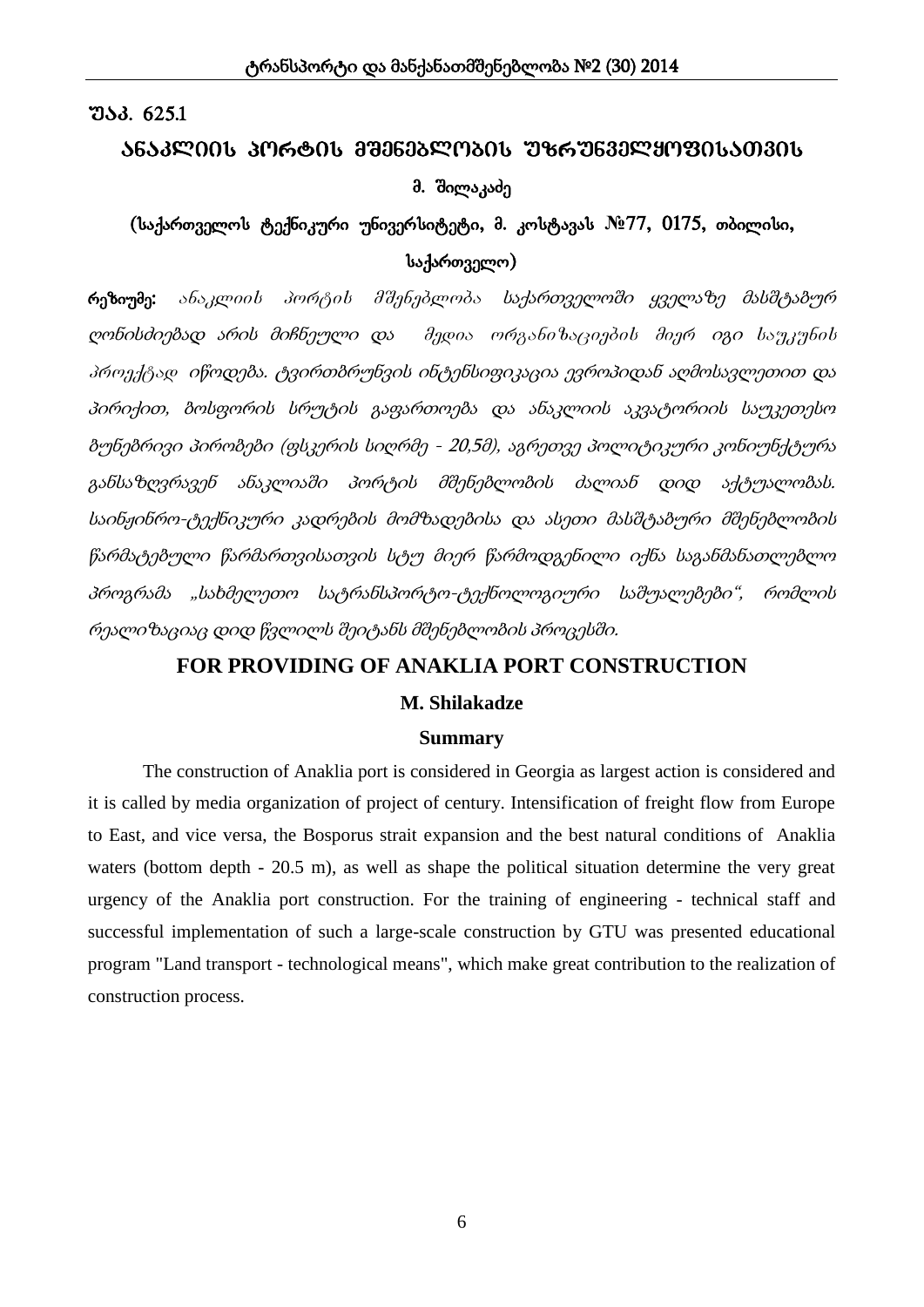უაკ. 625.1

# ანაკლიის პორტის მშენებლობის უზრუნველყოფისათვის

**მ. შილაკაძე**

(საქართველოს ტექნიკური უნივერსიტეტი, მ. კოსტავას №77, 0175, თბილისი, საქართველო)

**რეზიუმე:** *ანაკლიის პორტის მშენებლობა საქართველოში ყველაზე მასშტაბურ ღონისძიებად არის მიჩნეული და მედია ორგანიზაციების მიერ იგი საუკუნის პროექტად იწოდება. ტვირთბრუნვის ინტენსიფიკაცია ევროპიდან აღმოსავლეთით და პირიქით, ბოსფორის სრუტის გაფართოება და ანაკლიის აკვატორიის საუკეთესო ბუნებრივი პირობები (ფსკერის სიღრმე - 20,5მ), აგრეთვე პოლიტიკური კონიუნქტურა განსაზღვრავენ ანაკლიაში პორტის მშენებლობის ძალიან დიდ აქტუალობას. საინჟინრო-ტექნიკური კადრების მომზადებისა და ასეთი მასშტაბური მშენებლობის წარმატებული წარმართვისათვის სტუ მიერ წარმოდგენილი იქნა საგანმანათლებლო პროგრამა „სახმელეთო სატრანსპორტო-ტექნოლოგიური საშუალებები“, რომლის რეალიზაციაც დიდ წვლილს შეიტანს მშენებლობის პროცესში.*

## FOR PROVIDING OF ANAKLIA PORT CONSTRUCTION

**M. Shilakadze**

**Summary**

The construction of Anaklia port is considered in Georgia as largest action is considered and it is called by media organization of project of century. Intensification of freight flow from Europe to East, and vice versa, the Bosporus strait expansion and the best natural conditions of Anaklia waters (bottom depth - 20.5 m), as well as shape the political situation determine the very great urgency of the Anaklia port construction. For the training of engineering - technical staff and successful implementation of such a large-scale construction by GTU was presented educational program "Land transport - technological means", which make great contribution to the realization of construction process.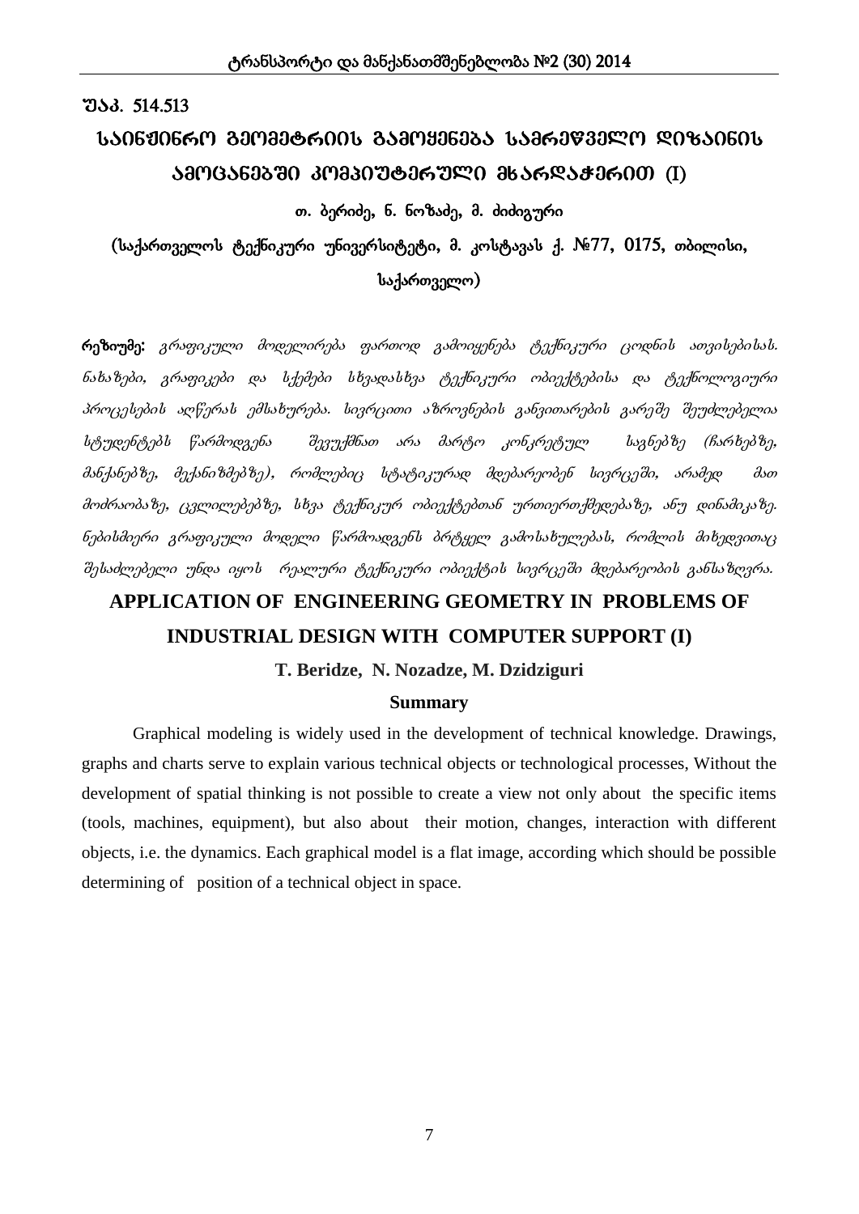უაკ. 514.513

# საინჟინრო გეომეტრიის გამოყენება სამრეწველო დიზაინის ამოცანებში კომპიუტერული მხარდაჭერით (I)

**თ. ბერიძე, ნ. ნოზაძე, მ. ძიძიგური**

**(საქართველოს ტექნიკური უნივერსიტეტი, მ. კოსტავას ქ. №77, 0175, თბილისი, საქართველო)**

**რეზიუმე:** *გრაფიკული მოდელირება ფართოდ გამოიყენება ტექნიკური ცოდნის ათვისებისას. ნახაზები, გრაფიკები და სქემები სხვადასხვა ტექნიკური ობიექტებისა და ტექნოლოგიური პროცესების აღწერას ემსახურება. სივრცითი აზროვნების განვითარების გარეშე შეუძლებელია სტუდენტებს წარმოდგენა შევუქმნათ არა მარტო კონკრეტულ საგნებზე (ჩარხებზე, მანქანებზე, მექანიზმებზე), რომლებიც სტატიკურად მდებარეობენ სივრცეში, არამედ მათ მოძრაობაზე, ცვლილებებზე, სხვა ტექნიკურ ობიექტებთან ურთიერთქმედებაზე, ანუ დინამიკაზე. ნებისმიერი გრაფიკული მოდელი წარმოადგენს ბრტყელ გამოსახულებას, რომლის მიხედვითაც შესაძლებელი უნდა იყოს რეალური ტექნიკური ობიექტის სივრცეში მდებარეობის განსაზღვრა.*

# APPLICATION OF ENGINEERING GEOMETRY IN PROBLEMS OF INDUSTRIAL DESIGN WITH COMPUTER SUPPORT (I)

**T. Beridze, N. Nozadze, M. Dzidziguri**

## Summary

Graphical modeling is widely used in the development of technical knowledge. Drawings, graphs and charts serve to explain various technical objects or technological processes, Without the development of spatial thinking is not possible to create a view not only about the specific items (tools, machines, equipment), but also about their motion, changes, interaction with different objects, i.e. the dynamics. Each graphical model is a flat image, according which should be possible determining of position of a technical object in space.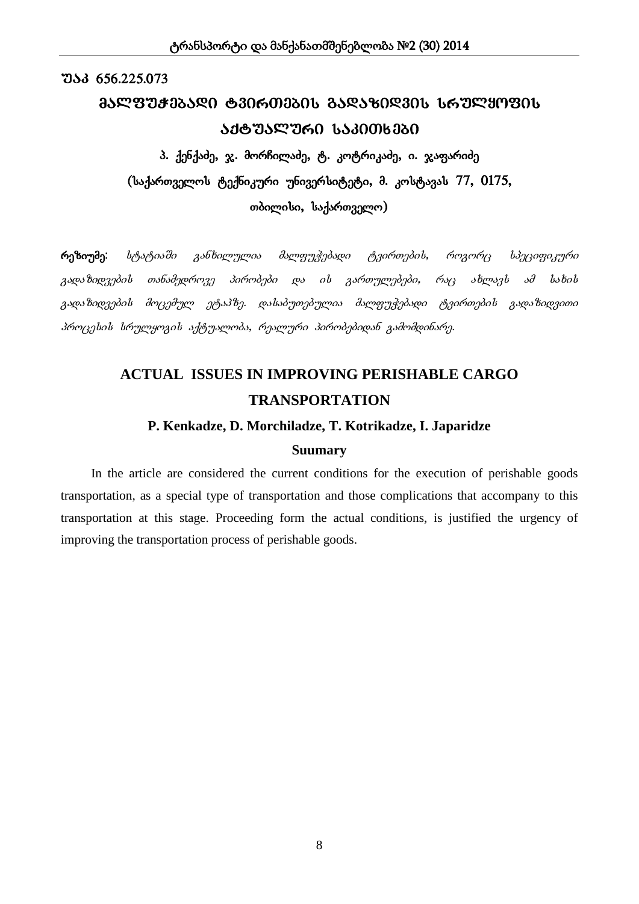უაკ 656.225.073

# მალფუჭებადი ტვირთების გადაზიდვის სრულყოფის აქტუალური საკითხები

**პ. ქენქაძე, ჯ. მორჩილაძე, ტ. კოტრიკაძე, ი. ჯაფარიძე**

**(საქართველოს ტექნიკური უნივერსიტეტი, მ. კოსტავას 77, 0175, თბილისი, საქართველო)**

**რეზიუმე**: *სტატიაში განხილულია მალფუჭებადი ტვირთების, როგორც სპეციფიკური გადაზიდვების თანამედროვე პირობები და ის გართულებები, რაც ახლავს ამ სახის გადაზიდვების მოცემულ ეტაპზე. დასაბუთებულია მალფუჭებადი ტვირთების გადაზიდვითი პროცესის სრულყოვის აქტუალობა, რეალური პირობებიდან გამომდინარე.*

# ACTUAL ISSUES IN IMPROVING PERISHABLE CARGO TRANSPORTATION

**P. Kenkadze, D. Morchiladze, T. Kotrikadze, I. Japaridze**

**Suumary**

In the article are considered the current conditions for the execution of perishable goods transportation, as a special type of transportation and those complications that accompany to this transportation at this stage. Proceeding form the actual conditions, is justified the urgency of improving the transportation process of perishable goods.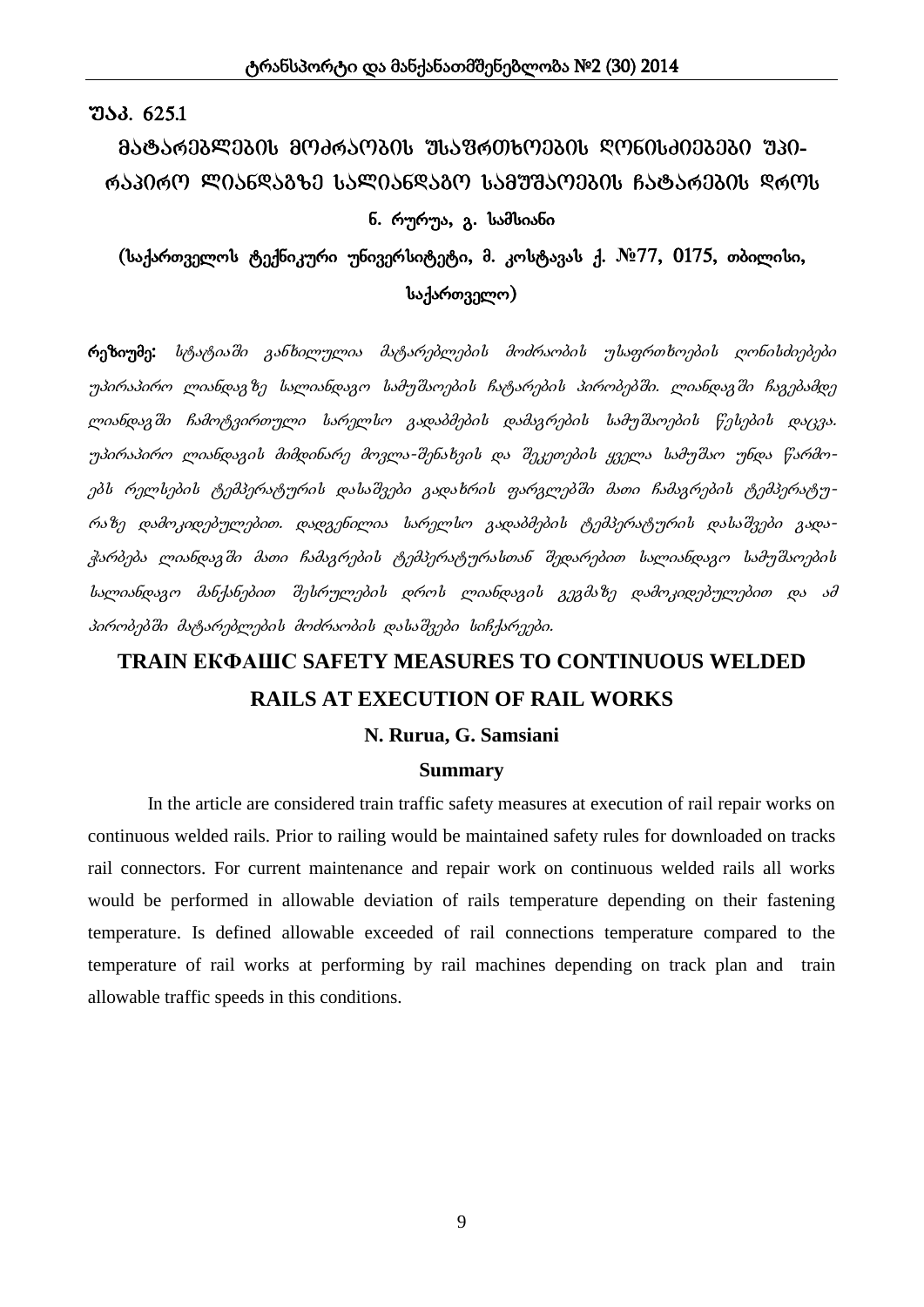უაკ. 625.1

# მატარებლების მოძრაობის უსაფრთხოების ღონისძიებები უპირაპირო ლიანდაგზე სალიანდაგო სამუშაოების ჩატარების დროს

**ნ. რურუა, გ. სამსიანი**

**(საქართველოს ტექნიკური უნივერსიტეტი, მ. კოსტავას ქ. №77, 0175, თბილისი, საქართველო)**

**რეზიუმე:** *სტატიაში განხილულია მატარებლების მოძრაობის უსაფრთხოების ღონისძიებები უპირაპირო ლიანდაგზე სალიანდაგო სამუშაოების ჩატარების პირობებში. ლიანდაგში ჩაგებამდე ლიანდაგში ჩამოტვირთული სარელსო გადაბმების დამაგრების სამუშაოების წესების დაცვა. უპირაპირო ლიანდაგის მიმდინარე მოვლა-შენახვის და შეკეთების ყველა სამუშაო უნდა წარმოებს რელსების ტემპერატურის დასაშვები გადახრის ფარგლებში მათი ჩამაგრების ტემპერატურაზე დამოკიდებულებით. დადგენილია სარელსო გადაბმების ტემპერატურის დასაშვები გადაჭარბება ლიანდაგში მათი ჩამაგრების ტემპერატურასთან შედარებით სალიანდაგო სამუშაოების სალიანდაგო მანქანებით შესრულების დროს ლიანდაგის გეგმაზე დამოკიდებულებით და ამ პირობებში მატარებლების მოძრაობის დასაშვები სიჩქარეები.*

## TRAIN ЕКФАШС SAFETY MEASURES TO CONTINUOUS WELDED RAILS AT EXECUTION OF RAIL WORKS

**N. Rurua, G. Samsiani**

### Summary

In the article are considered train traffic safety measures at execution of rail repair works on continuous welded rails. Prior to railing would be maintained safety rules for downloaded on tracks rail connectors. For current maintenance and repair work on continuous welded rails all works would be performed in allowable deviation of rails temperature depending on their fastening temperature. Is defined allowable exceeded of rail connections temperature compared to the temperature of rail works at performing by rail machines depending on track plan and train allowable traffic speeds in this conditions.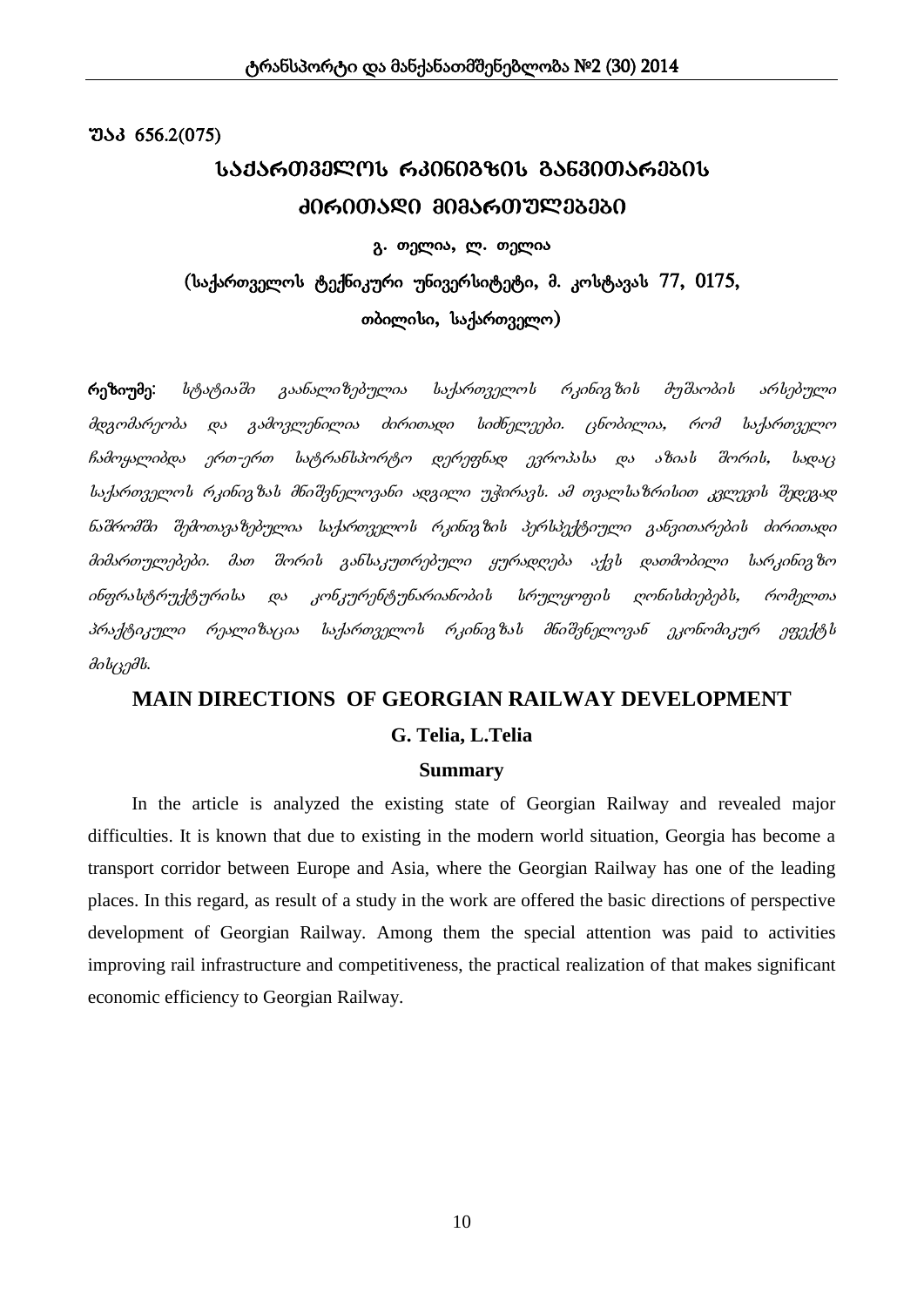უაკ 656.2(075)

# საქართველოს რკინიგზის განვითარების ძირითადი მიმართულებები

**გ. თელია, ლ. თელია**

**(საქართველოს ტექნიკური უნივერსიტეტი, მ. კოსტავას 77, 0175, თბილისი, საქართველო)**

**რეზიუმე**: *სტატიაში გაანალიზებულია საქართველოს რკინიგზის მუშაობის არსებული მდგომარეობა და გამოვლენილია ძირითადი სიძნელეები. ცნობილია, რომ საქართველო ჩამოყალიბდა ერთ-ერთ სატრანსპორტო დერეფნად ევროპასა და აზიას შორის, სადაც საქართველოს რკინიგზას მნიშვნელოვანი ადგილი უჭირავს. ამ თვალსაზრისით კვლევის შედეგად ნაშრომში შემოთავაზებულია საქართველოს რკინიგზის პერსპექტიული განვითარების ძირითადი მიმართულებები. მათ შორის განსაკუთრებული ყურადღება აქვს დათმობილი სარკინიგზო ინფრასტრუქტურისა და კონკურენტუნარიანობის სრულყოფის ღონისძიებებს, რომელთა პრაქტიკული რეალიზაცია საქართველოს რკინიგზას მნიშვნელოვან ეკონომიკურ ეფექტს მისცემს.*

## MAIN DIRECTIONS OF GEORGIAN RAILWAY DEVELOPMENT

**G. Telia, L.Telia**

**Summary**

In the article is analyzed the existing state of Georgian Railway and revealed major difficulties. It is known that due to existing in the modern world situation, Georgia has become a transport corridor between Europe and Asia, where the Georgian Railway has one of the leading places. In this regard, as result of a study in the work are offered the basic directions of perspective development of Georgian Railway. Among them the special attention was paid to activities improving rail infrastructure and competitiveness, the practical realization of that makes significant economic efficiency to Georgian Railway.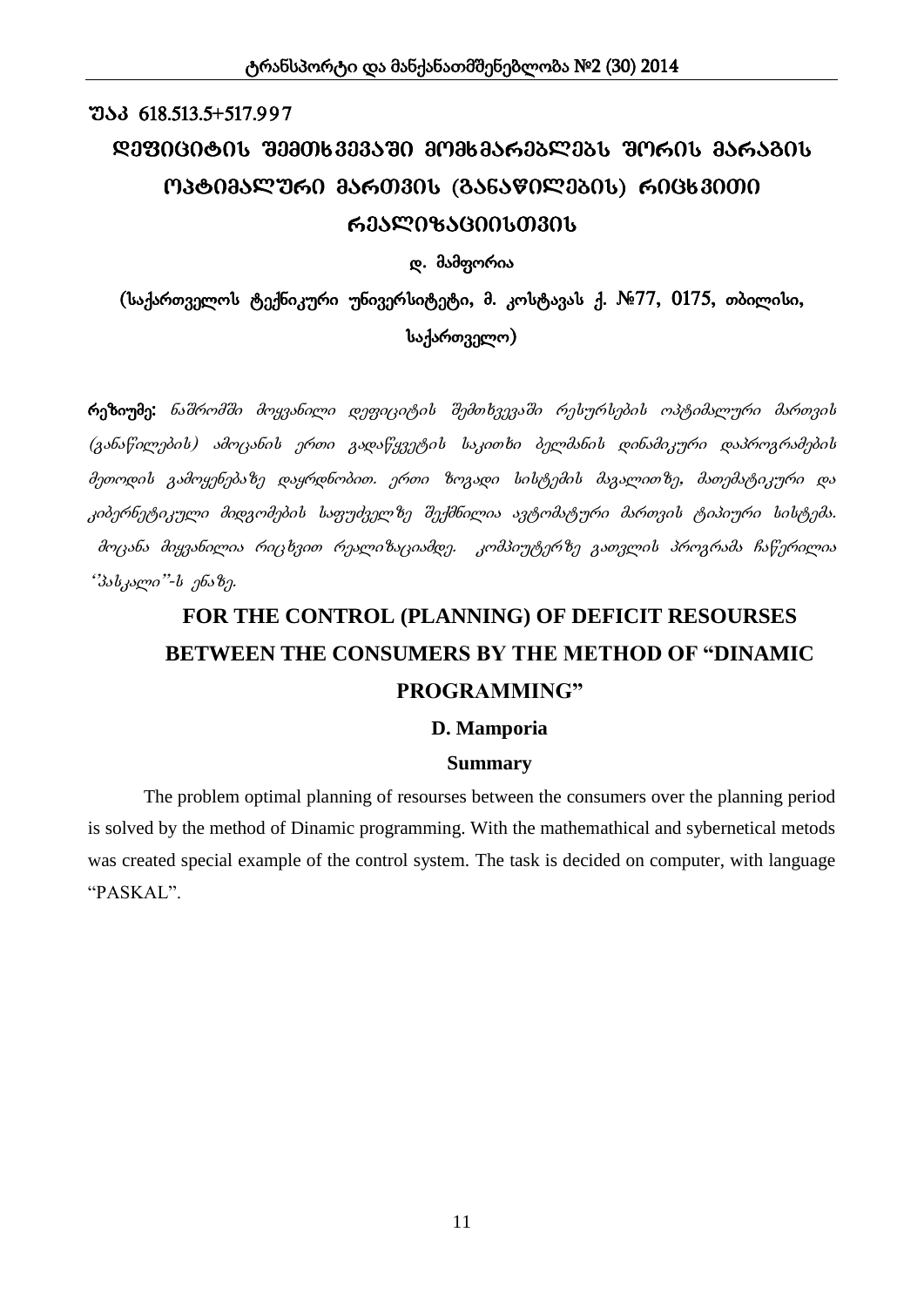უაკ 618.513.5+517.997

# დეფიციტის შემთხვევაში მომხმარებლებს შორის მარაგის ოპტიმალური მართვის (განაწილების) რიცხვითი რეალიზაციისთვის

**დ. მამფორია**

(საქართველოს ტექნიკური უნივერსიტეტი, მ. კოსტავას ქ. №77, 0175, თბილისი, საქართველო)

**რეზიუმე:** *ნაშრომში მოყვანილი დეფიციტის შემთხვევაში რესურსების ოპტიმალური მართვის (განაწილების) ამოცანის ერთი გადაწყვეტის საკითხი ბელმანის დინამიკური დაპროგრამების მეთოდის გამოყენებაზე დაყრდნობით. ერთი ზოგადი სისტემის მაგალითზე, მათემატიკური და კიბერნეტიკული მიდგომების საფუძველზე შექმნილია ავტომატური მართვის ტიპიური სისტემა. მოცანა მიყვანილია რიცხვით რეალიზაციამდე. კომპიუტერზე გათვლის პროგრამა ჩაწერილია ''პასკალი''-ს ენაზე.*

# FOR THE CONTROL (PLANNING) OF DEFICIT RESOURSES BETWEEN THE CONSUMERS BY THE METHOD OF "DINAMIC PROGRAMMING"

**D. Mamporia**

**Summary**

The problem optimal planning of resourses between the consumers over the planning period is solved by the method of Dinamic programming. With the mathemathical and sybernetical metods was created special example of the control system. The task is decided on computer, with language "PASKAL".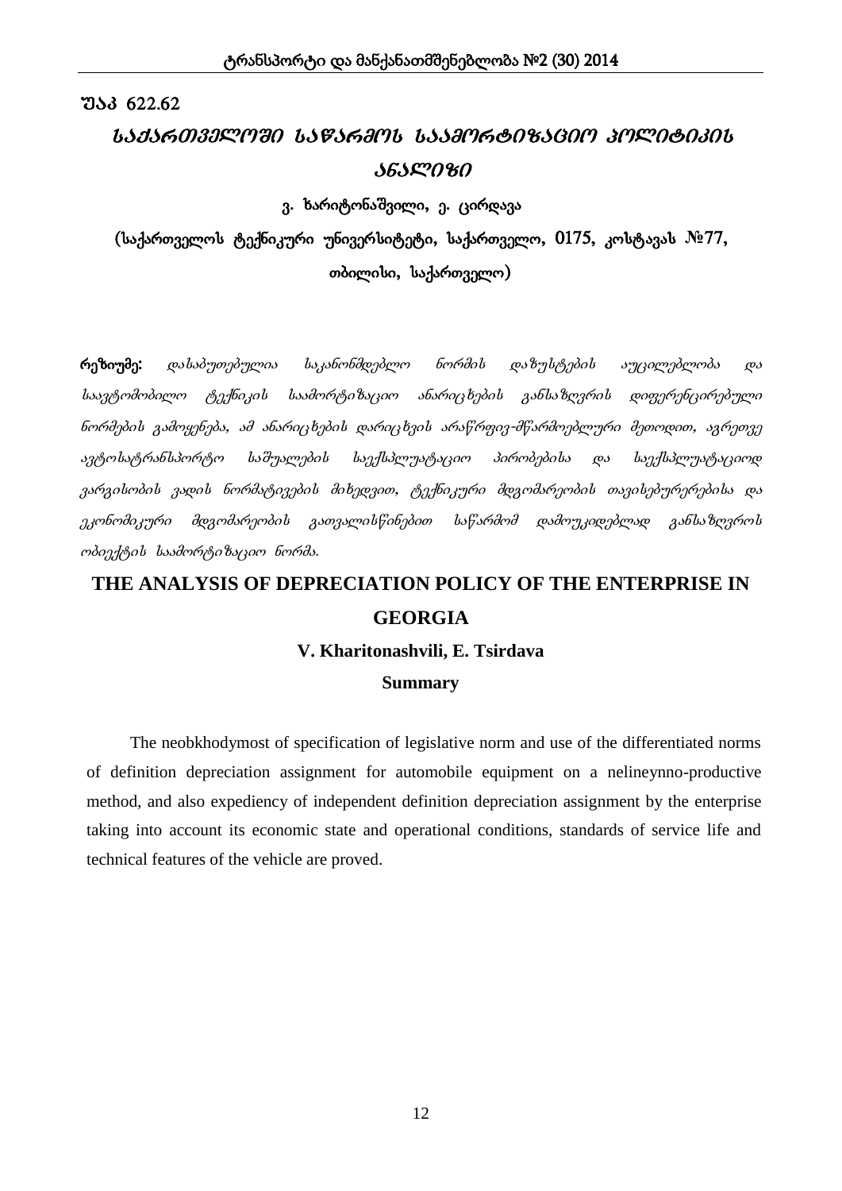უაკ 622.62

# საქართველოში საწარმოს საამორტიზაციო პოლიტიკის ანალიზი

**ვ. ხარიტონაშვილი, ე. ცირდავა**

**(საქართველოს ტექნიკური უნივერსიტეტი, საქართველო, 0175, კოსტავას №77, თბილისი, საქართველო)**

**რეზიუმე:** *დასაბუთებულია საკანონმდებლო ნორმის დაზუსტების აუცილებლობა და საავტომობილო ტექნიკის საამორტიზაციო ანარიცხების განსაზღვრის დიფერენცირებული ნორმების გამოყენება, ამ ანარიცხების დარიცხვის არაწრფივ-მწარმოებლური მეთოდით, ავრეთვე ავტოსატრანსპორტო საშუალების საექსპლუატაციო პირობებისა და საექსპლუატაციოდ ვარგისობის ვადის ნორმატივების მიხედვით, ტექნიკური მდგომარეობის თავისებურებებისა და ეკონომიკური მდგომარეობის გათვალისწინებით საწარმომ დამოუკიდებლად განსაზღვროს ობიექტის საამორტიზაციო ნორმა.*

# THE ANALYSIS OF DEPRECIATION POLICY OF THE ENTERPRISE IN GEORGIA

**V. Kharitonashvili, E. Tsirdava**

**Summary**

The neobkhodymost of specification of legislative norm and use of the differentiated norms of definition depreciation assignment for automobile equipment on a nelineynno-productive method, and also expediency of independent definition depreciation assignment by the enterprise taking into account its economic state and operational conditions, standards of service life and technical features of the vehicle are proved.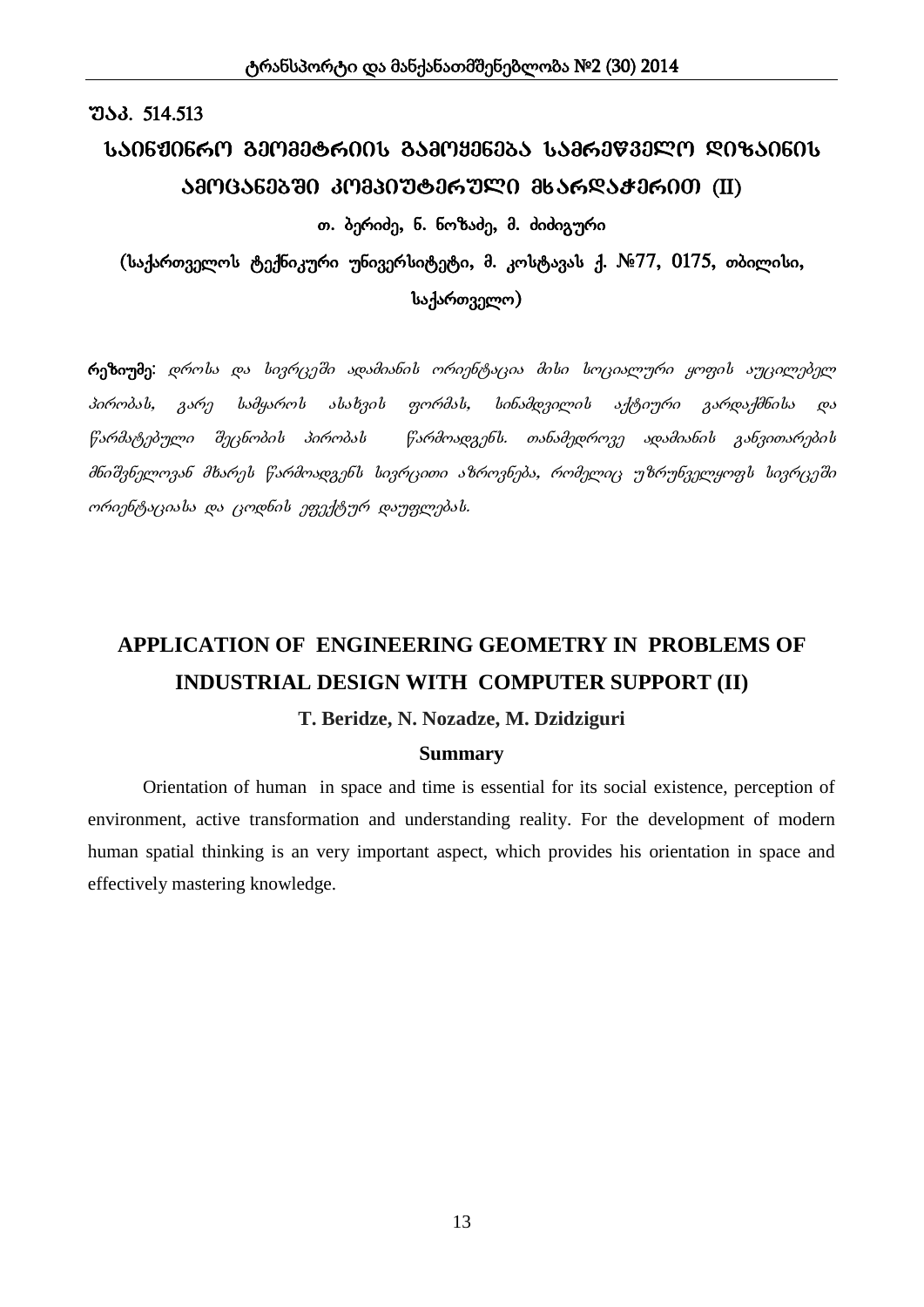უაკ. 514.513

# საინჟინრო გეომეტრიის გამოყენება სამრეწველო დიზაინის ამოცანებში კომპიუტერული მხარდაჭერით (II)

**თ. ბერიძე, ნ. ნოზაძე, მ. ძიძიგური**

(საქართველოს ტექნიკური უნივერსიტეტი, მ. კოსტავას ქ. №77, 0175, თბილისი, საქართველო)

**რეზიუმე**: *დროსა და სივრცეში ადამიანის ორიენტაცია მისი სოციალური ყოფის აუცილებელ პირობას, გარე სამყაროს ასახვის ფორმას, სინამდვილის აქტიური გარდაქმნისა და წარმატებული შეცნობის პირობას წარმოადგენს. თანამედროვე ადამიანის განვითარების მნიშვნელოვან მხარეს წარმოადგენს სივრცითი აზროვნება, რომელიც უზრუნველყოფს სივრცეში ორიენტაციასა და ცოდნის ეფექტურ დაუფლებას.*

# APPLICATION OF ENGINEERING GEOMETRY IN PROBLEMS OF INDUSTRIAL DESIGN WITH COMPUTER SUPPORT (II)

**T. Beridze, N. Nozadze, M. Dzidziguri**

## Summary

Orientation of human in space and time is essential for its social existence, perception of environment, active transformation and understanding reality. For the development of modern human spatial thinking is an very important aspect, which provides his orientation in space and effectively mastering knowledge.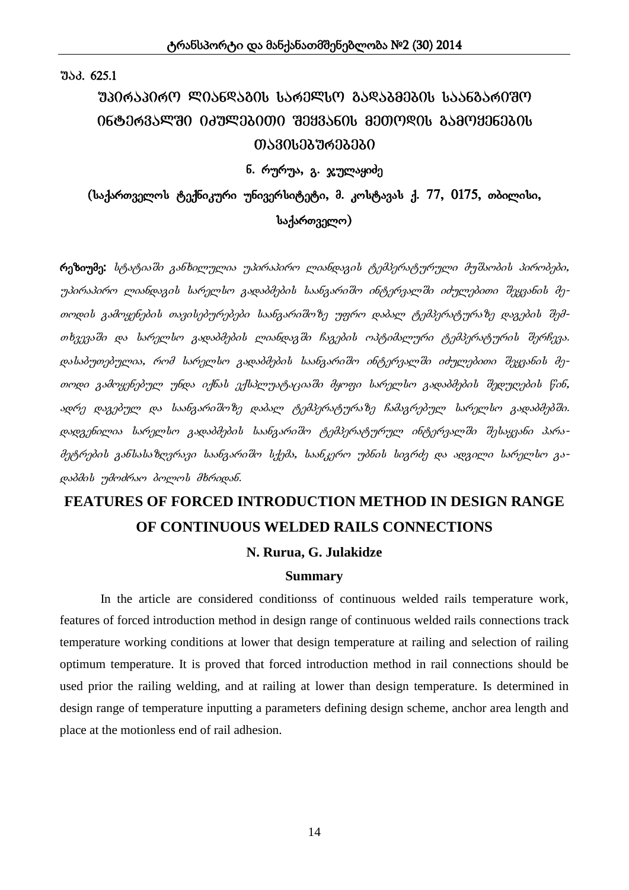უაკ. 625.1

# უპირაპირო ლიანდაგის სარელსო გადაბმების საანგარიშო ინტერვალში იძულებითი შეყვანის მეთოდის გამოყენების თავისებურებები

**ნ. რურუა, გ. ჯულაყიძე**

**(საქართველოს ტექნიკური უნივერსიტეტი, მ. კოსტავას ქ. 77, 0175, თბილისი, საქართველო)**

**რეზიუმე:** *სტატიაში განხილულია უპირაპირო ლიანდაგის ტემპერატურული მუშაობის პირობები, უპირაპირო ლიანდაგის სარელსო გადაბმების საანგარიშო ინტერვალში იძულებითი შეყვანის მეთოდის გამოყენების თავისებურებები საანგარიშოზე უფრო დაბალ ტემპერატურაზე დაგების შემთხვევაში და სარელსო გადაბმების ლიანდაგში ჩაგების ოპტიმალური ტემპერატურის შერჩევა. დასაბუთებულია, რომ სარელსო გადაბმების საანგარიშო ინტერვალში იძულებითი შეყვანის მეთოდი გამოყენებულ უნდა იქნას ექსპლუატაციაში მყოფი სარელსო გადაბმების შედუღების წინ, ადრე დაგებულ და საანგარიშოზე დაბალ ტემპერატურაზე ჩამაგრებულ სარელსო გადაბმებში. დადგენილია სარელსო გადაბმების საანგარიშო ტემპერატურულ ინტერვალში შესაყვანი პარამეტრების განსასაზღვრავი საანგარიშო სქემა, საანკერო უბნის სიგრძე და ადგილი სარელსო გადაბმის უმოძრაო ბოლოს მხრიდან.*

# FEATURES OF FORCED INTRODUCTION METHOD IN DESIGN RANGE OF CONTINUOUS WELDED RAILS CONNECTIONS

**N. Rurua, G. Julakidze**

**Summary**

In the article are considered conditionss of continuous welded rails temperature work, features of forced introduction method in design range of continuous welded rails connections track temperature working conditions at lower that design temperature at railing and selection of railing optimum temperature. It is proved that forced introduction method in rail connections should be used prior the railing welding, and at railing at lower than design temperature. Is determined in design range of temperature inputting a parameters defining design scheme, anchor area length and place at the motionless end of rail adhesion.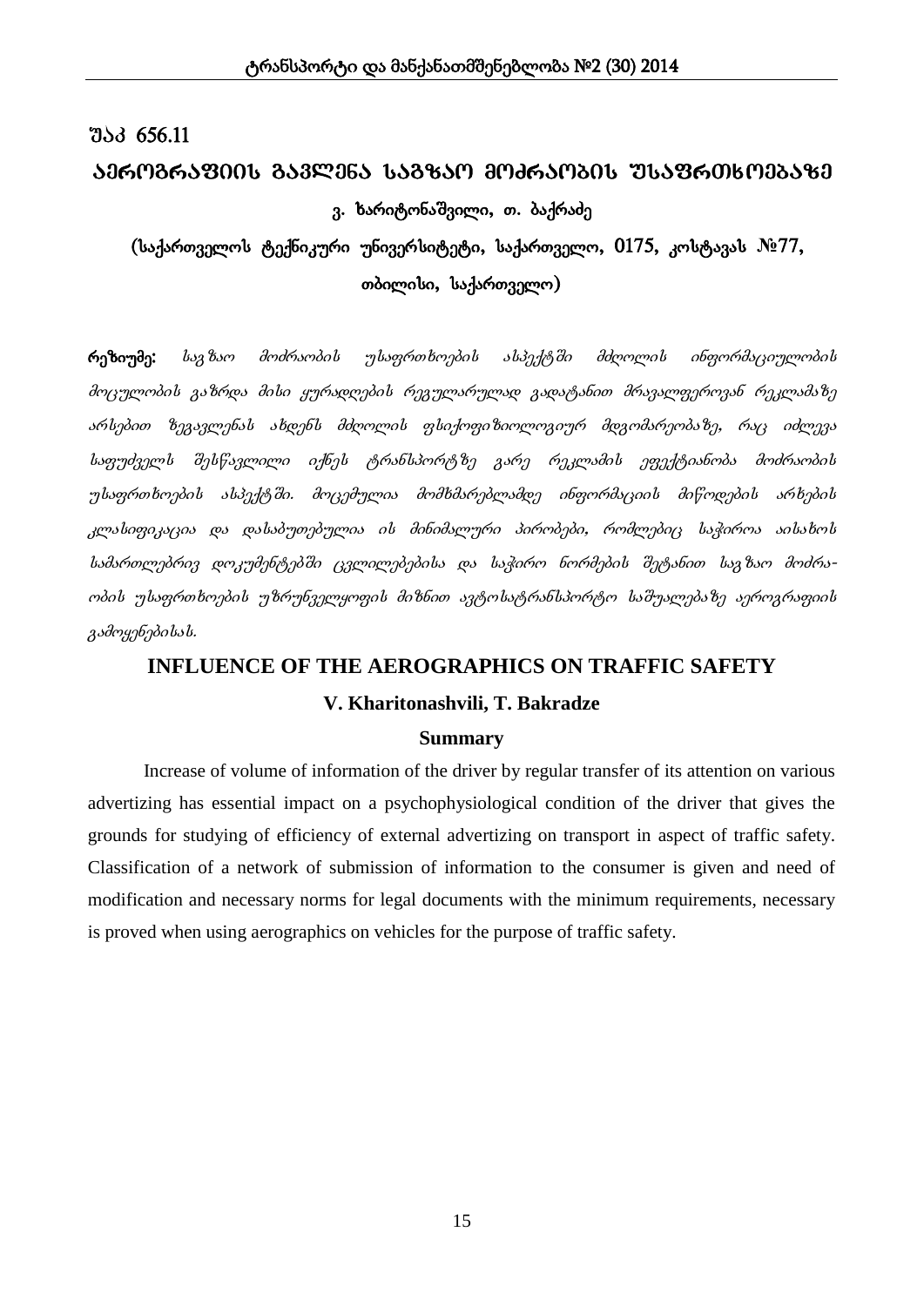უაკ 656.11

# აეროგრაფიის გავლენა საგზაო მოძრაობის უსაფრთხოებაზე

ვ. ხარიტონაშვილი, თ. ბაქრაძე

(საქართველოს ტექნიკური უნივერსიტეტი, საქართველო, 0175, კოსტავას №77, თბილისი, საქართველო)

**რეზიუმე:** *საგზაო მოძრაობის უსაფრთხოების ასპექტში მძღოლის ინფორმაციულობის მოცულობის გაზრდა მისი ყურადღების რეგულარულად გადატანით მრავალფეროვან რეკლამაზე არსებით ზეგავლენას ახდენს მძღოლის ფსიქოფიზიოლოგიურ მდგომარეობაზე, რაც იძლევა საფუძველს შესწავლილი იქნეს ტრანსპორტზე გარე რეკლამის ეფექტიანობა მოძრაობის უსაფრთხოების ასპექტში. მოცემულია მომხმარებლამდე ინფორმაციის მიწოდების არხების კლასიფიკაცია და დასაბუთებულია ის მინიმალური პირობები, რომლებიც საჭიროა აისახოს სამართლებრივ დოკუმენტებში ცვლილებებისა და საჭირო ნორმების შეტანით საგზაო მოძრაობის უსაფრთხოების უზრუნველყოფის მიზნით ავტოსატრანსპორტო საშუალებაზე აეროგრაფიის გამოყენებისას.*

## INFLUENCE OF THE AEROGRAPHICS ON TRAFFIC SAFETY

**V. Kharitonashvili, T. Bakradze**

**Summary**

Increase of volume of information of the driver by regular transfer of its attention on various advertizing has essential impact on a psychophysiological condition of the driver that gives the grounds for studying of efficiency of external advertizing on transport in aspect of traffic safety. Classification of a network of submission of information to the consumer is given and need of modification and necessary norms for legal documents with the minimum requirements, necessary is proved when using aerographics on vehicles for the purpose of traffic safety.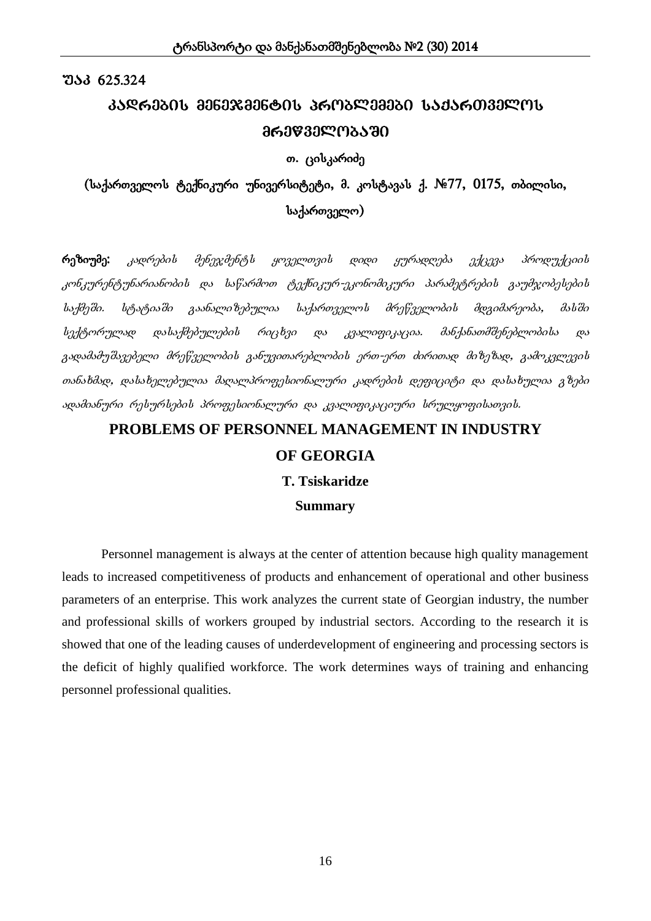უაკ 625.324

# კადრების მენეჯმენტის პრობლემები საქართველოს მრეწველობაში

**თ. ცისკარიძე**

**(საქართველოს ტექნიკური უნივერსიტეტი, მ. კოსტავას ქ. №77, 0175, თბილისი, საქართველო)**

**რეზიუმე:** *კადრების მენეჯმენტს ყოველთვის დიდი ყურადღება ექცევა პროდუქციის კონკურენტუნარიანობის და საწარმოთ ტექნიკურ-ეკონომიკური პარამეტრების გაუმჯობესების საქმეში. სტატიაში გაანალიზებულია საქართველოს მრეწველობის მდგომარეობა, მასში სექტორულად დასაქმებულების რიცხვი და კვალიფიკაცია. მანქანათმშენებლობისა და გადამამუშავებელი მრეწველობის განუვითარებლობის ერთ-ერთ ძირითად მიზეზად, გამოკვლევის თანახმად, დასახელებულია მაღალპროფესიონალური კადრების დეფიციტი და დასახულია გზები ადამიანური რესურსების პროფესიონალური და კვალიფიკაციური სრულყოფისათვის.*

# PROBLEMS OF PERSONNEL MANAGEMENT IN INDUSTRY OF GEORGIA

**T. Tsiskaridze**

**Summary**

Personnel management is always at the center of attention because high quality management leads to increased competitiveness of products and enhancement of operational and other business parameters of an enterprise. This work analyzes the current state of Georgian industry, the number and professional skills of workers grouped by industrial sectors. According to the research it is showed that one of the leading causes of underdevelopment of engineering and processing sectors is the deficit of highly qualified workforce. The work determines ways of training and enhancing personnel professional qualities.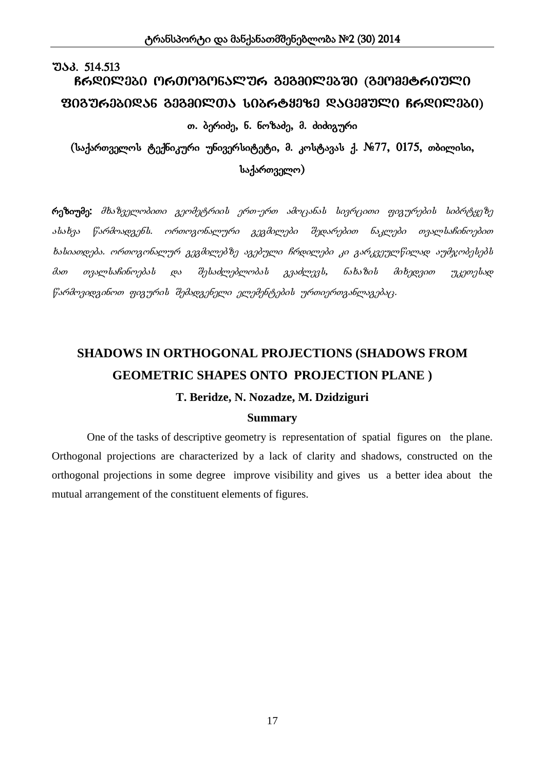უაკ. 514.513

# ჩრდილები ორთოგონალურ გეგმილებში (გეომეტრიული ფიგურებიდან გეგმილთა სიბრტყეზე დაცემული ჩრდილები)

**თ. ბერიძე, ნ. ნოზაძე, მ. ძიძიგური**

(საქართველოს ტექნიკური უნივერსიტეტი, მ. კოსტავას ქ. №77, 0175, თბილისი, საქართველო)

**რეზიუმე:** *მხაზველობითი გეომეტრიის ერთ-ერთ ამოცანას სივრცითი ფიგურების სიბრტყეზე ასახვა წარმოადგენს. ორთოგონალური გეგმილები შედარებით ნაკლები თვალსაჩინოებით ხასიათდება. ორთოგონალურ გეგმილებზე აგებული ჩრდილები კი გარკვეულწილად აუმჯობესებს მათ თვალსაჩინოებას და შესაძლებლობას გვაძლევს, ნახაზის მიხედვით უკეთესად წარმოვიდგინოთ ფიგურის შემადგენელი ელემენტების ურთიერთგანლაგებაც.*

# SHADOWS IN ORTHOGONAL PROJECTIONS (SHADOWS FROM GEOMETRIC SHAPES ONTO PROJECTION PLANE )

**T. Beridze, N. Nozadze, M. Dzidziguri**

**Summary**

One of the tasks of descriptive geometry is representation of spatial figures on the plane. Orthogonal projections are characterized by a lack of clarity and shadows, constructed on the orthogonal projections in some degree improve visibility and gives us a better idea about the mutual arrangement of the constituent elements of figures.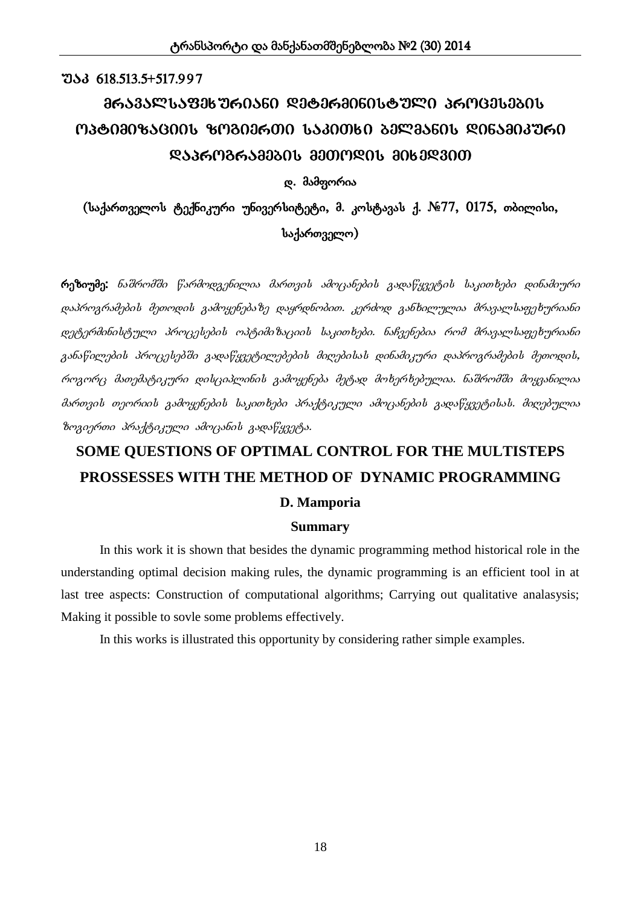უაკ 618.513.5+517.997

# მრავალსაფეხურიანი დეტერმინისტული პროცესების ოპტიმიზაციის ზოგიერთი საკითხი ბელმანის დინამიკური დაპროგრამების მეთოდის მიხედვით

**დ. მამფორია**

(საქართველოს ტექნიკური უნივერსიტეტი, მ. კოსტავას ქ. №77, 0175, თბილისი, საქართველო)

**რეზიუმე:** *ნაშრომში წარმოდგენილია მართვის ამოცანების გადაწყვეტის საკითხები დინამიური დაპროგრამების მეთოდის გამოყენებაზე დაყრდნობით. კერძოდ განხილულია მრავალსაფეხურიანი დეტერმინისტული პროცესების ოპტიმიზაციის საკითხები. ნაჩვენებია რომ მრავალსაფეხურიანი განაწილების პროცესებში გადაწყვეტილებების მიღებისას დინამიკური დაპროგრამების მეთოდის, როგორც მათემატიკური დისციპლინის გამოყენება მეტად მოხერხებულია. ნაშრომში მოყვანილია მართვის თეორიის გამოყენების საკითხები პრაქტიკული ამოცანების გადაწყვეტისას. მიღებულია ზოგიერთი პრაქტიკული ამოცანის გადაწყვეტა.*

# SOME QUESTIONS OF OPTIMAL CONTROL FOR THE MULTISTEPS PROSSESSES WITH THE METHOD OF DYNAMIC PROGRAMMING

**D. Mamporia**

**Summary**

In this work it is shown that besides the dynamic programming method historical role in the understanding optimal decision making rules, the dynamic programming is an efficient tool in at last tree aspects: Construction of computational algorithms; Carrying out qualitative analasysis; Making it possible to sovle some problems effectively.

In this works is illustrated this opportunity by considering rather simple examples.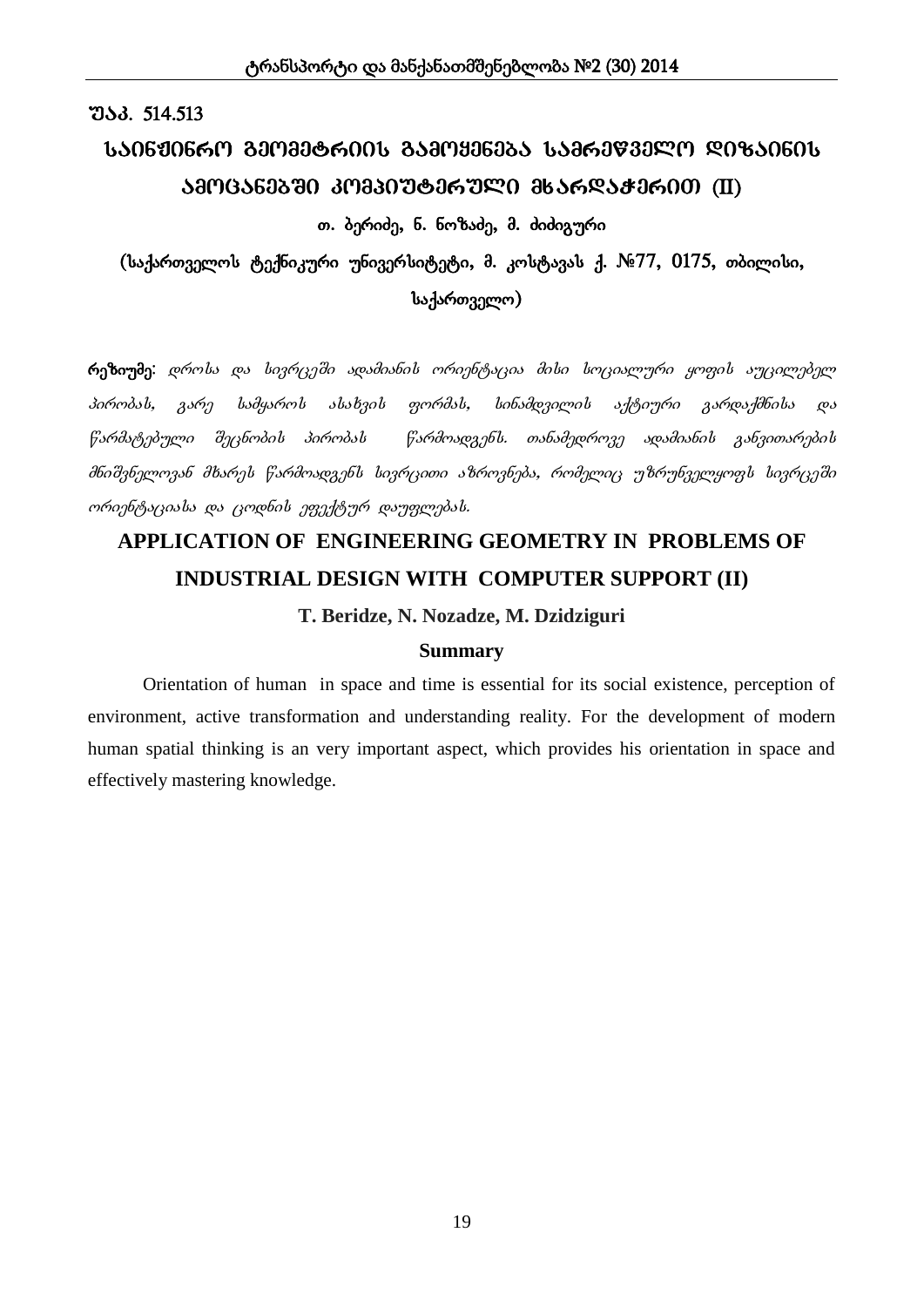უაკ. 514.513

# საინჟინრო გეომეტრიის გამოყენება სამრეწველო დიზაინის ამოცანებში კომპიუტერული მხარდაჭერით (II)

**თ. ბერიძე, ნ. ნოზაძე, მ. ძიძიგური**

(საქართველოს ტექნიკური უნივერსიტეტი, მ. კოსტავას ქ. №77, 0175, თბილისი, საქართველო)

**რეზიუმე**: *დროსა და სივრცეში ადამიანის ორიენტაცია მისი სოციალური ყოფის აუცილებელ პირობას, გარე სამყაროს ასახვის ფორმას, სინამდვილის აქტიური გარდაქმნისა და წარმატებული შეცნობის პირობას წარმოადგენს. თანამედროვე ადამიანის განვითარების მნიშვნელოვან მხარეს წარმოადგენს სივრცითი აზროვნება, რომელიც უზრუნველყოფს სივრცეში ორიენტაციასა და ცოდნის ეფექტურ დაუფლებას.*

# APPLICATION OF ENGINEERING GEOMETRY IN PROBLEMS OF INDUSTRIAL DESIGN WITH COMPUTER SUPPORT (II)

**T. Beridze, N. Nozadze, M. Dzidziguri**

## Summary

Orientation of human in space and time is essential for its social existence, perception of environment, active transformation and understanding reality. For the development of modern human spatial thinking is an very important aspect, which provides his orientation in space and effectively mastering knowledge.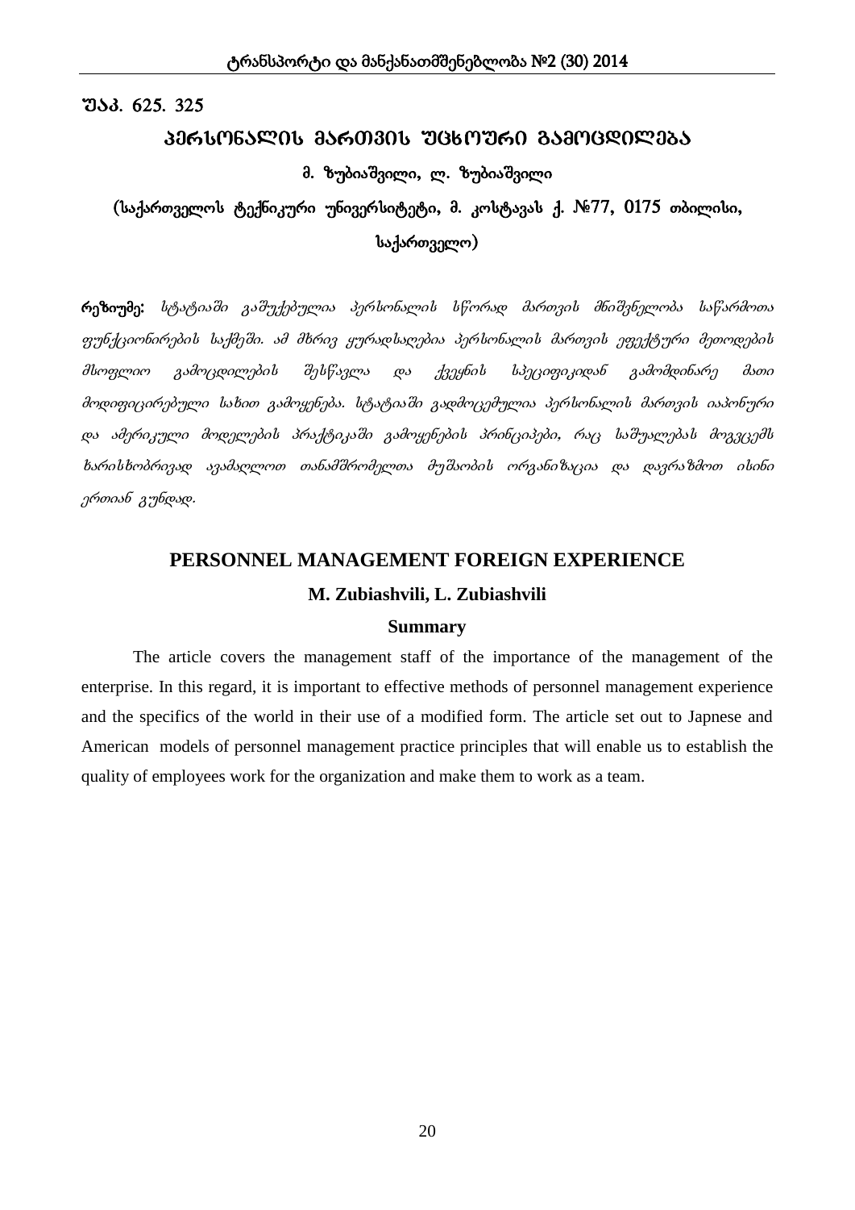უაკ. 625. 325

# პერსონალის მართვის უცხოური გამოცდილება

**მ. ზუბიაშვილი, ლ. ზუბიაშვილი**

(საქართველოს ტექნიკური უნივერსიტეტი, მ. კოსტავას ქ. №77, 0175 თბილისი, საქართველო)

**რეზიუმე:** *სტატიაში გაშუქებულია პერსონალის სწორად მართვის მნიშვნელობა საწარმოთა ფუნქციონირების საქმეში. ამ მხრივ ყურადსაღებია პერსონალის მართვის ეფექტური მეთოდების მსოფლიო გამოცდილების შესწავლა და ქვეყნის სპეციფიკიდან გამომდინარე მათი მოდიფიცირებული სახით გამოყენება. სტატიაში გადმოცემულია პერსონალის მართვის იაპონური და ამერიკული მოდელების პრაქტიკაში გამოყენების პრინციპები, რაც საშუალებას მოგვცემს ხარისხობრივად ავამაღლოთ თანამშრომელთა მუშაობის ორგანიზაცია და დავრაზმოთ ისინი ერთიან გუნდად.*

## PERSONNEL MANAGEMENT FOREIGN EXPERIENCE

**M. Zubiashvili, L. Zubiashvili**

**Summary**

The article covers the management staff of the importance of the management of the enterprise. In this regard, it is important to effective methods of personnel management experience and the specifics of the world in their use of a modified form. The article set out to Japnese and American models of personnel management practice principles that will enable us to establish the quality of employees work for the organization and make them to work as a team.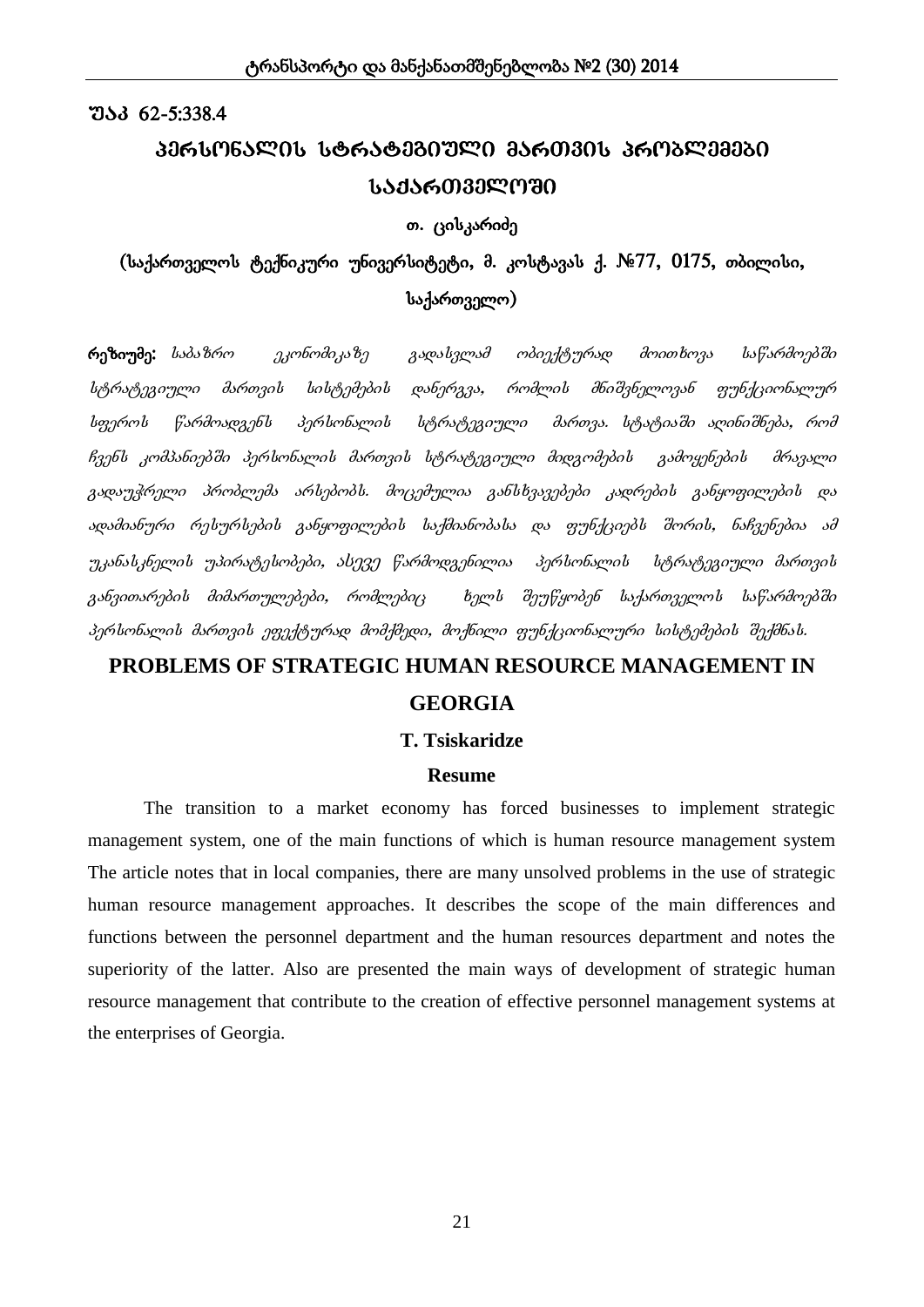უაკ 62-5:338.4

# პერსონალის სტრატეგიული მართვის პრობლემები საქართველოში

**თ. ცისკარიძე**

**(საქართველოს ტექნიკური უნივერსიტეტი, მ. კოსტავას ქ. №77, 0175, თბილისი, საქართველო)**

**რეზიუმე:** *საბაზრო ეკონომიკაზე გადასვლამ ობიექტურად მოითხოვა საწარმოებში სტრატეგიული მართვის სისტემების დანერგვა, რომლის მნიშვნელოვან ფუნქციონალურ სფეროს წარმოადგენს პერსონალის სტრატეგიული მართვა. სტატიაში აღინიშნება, რომ ჩვენს კომპანიებში პერსონალის მართვის სტრატეგიული მიდგომების გამოყენების მრავალი გადაუჭრელი პრობლემა არსებობს. მოცემულია განსხვავებები კადრების განყოფილების და ადამიანური რესურსების განყოფილების საქმიანობასა და ფუნქციებს შორის, ნაჩვენებია ამ უკანასკნელის უპირატესობები, ასევე წარმოდგენილია პერსონალის სტრატეგიული მართვის განვითარების მიმართულებები, რომლებიც ხელს შეუწყობენ საქართველოს საწარმოებში პერსონალის მართვის ეფექტურად მომქმედი, მოქნილი ფუნქციონალური სისტემების შექმნას.*

# PROBLEMS OF STRATEGIC HUMAN RESOURCE MANAGEMENT IN GEORGIA

**T. Tsiskaridze**

**Resume**

The transition to a market economy has forced businesses to implement strategic management system, one of the main functions of which is human resource management system The article notes that in local companies, there are many unsolved problems in the use of strategic human resource management approaches. It describes the scope of the main differences and functions between the personnel department and the human resources department and notes the superiority of the latter. Also are presented the main ways of development of strategic human resource management that contribute to the creation of effective personnel management systems at the enterprises of Georgia.